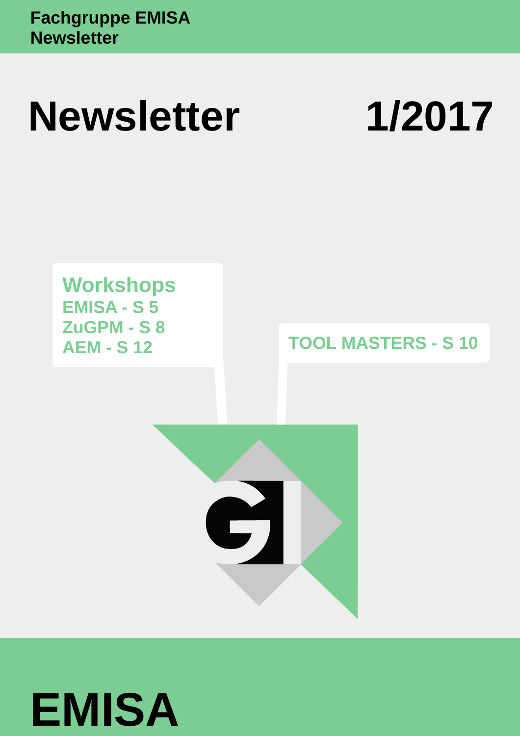**Fachgruppe EMISA**
**Newsletter**

# Newsletter 1/2017

**Workshops**
**EMISA - S 5**
**ZuGPM - S 8**
**AEM - S 12**

**TOOL MASTERS - S 10**

# EMISA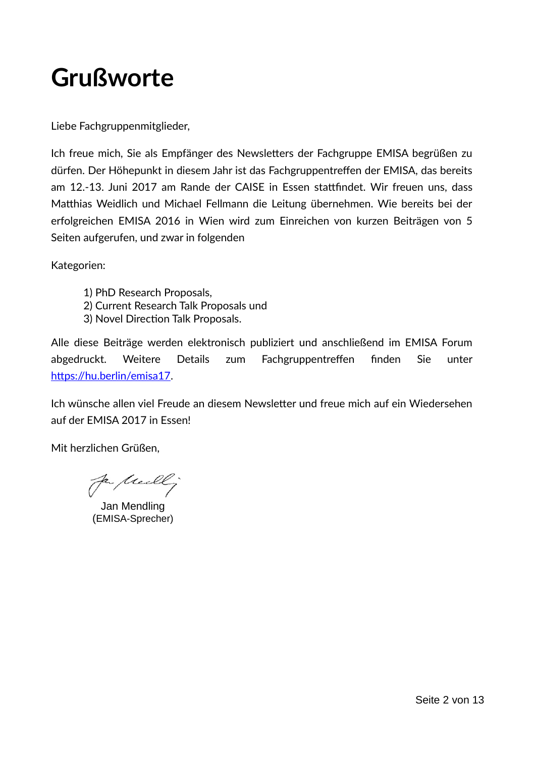# Grußworte

Liebe Fachgruppenmitglieder,

Ich freue mich, Sie als Empfänger des Newsletters der Fachgruppe EMISA begrüßen zu dürfen. Der Höhepunkt in diesem Jahr ist das Fachgruppentreffen der EMISA, das bereits am 12.-13. Juni 2017 am Rande der CAISE in Essen stattfindet. Wir freuen uns, dass Matthias Weidlich und Michael Fellmann die Leitung übernehmen. Wie bereits bei der erfolgreichen EMISA 2016 in Wien wird zum Einreichen von kurzen Beiträgen von 5 Seiten aufgerufen, und zwar in folgenden

Kategorien:

1) PhD Research Proposals,
2) Current Research Talk Proposals und
3) Novel Direction Talk Proposals.

Alle diese Beiträge werden elektronisch publiziert und anschließend im EMISA Forum abgedruckt. Weitere Details zum Fachgruppentreffen finden Sie unter https://hu.berlin/emisa17.

Ich wünsche allen viel Freude an diesem Newsletter und freue mich auf ein Wiedersehen auf der EMISA 2017 in Essen!

Mit herzlichen Grüßen,

Jan Mendling
(EMISA-Sprecher)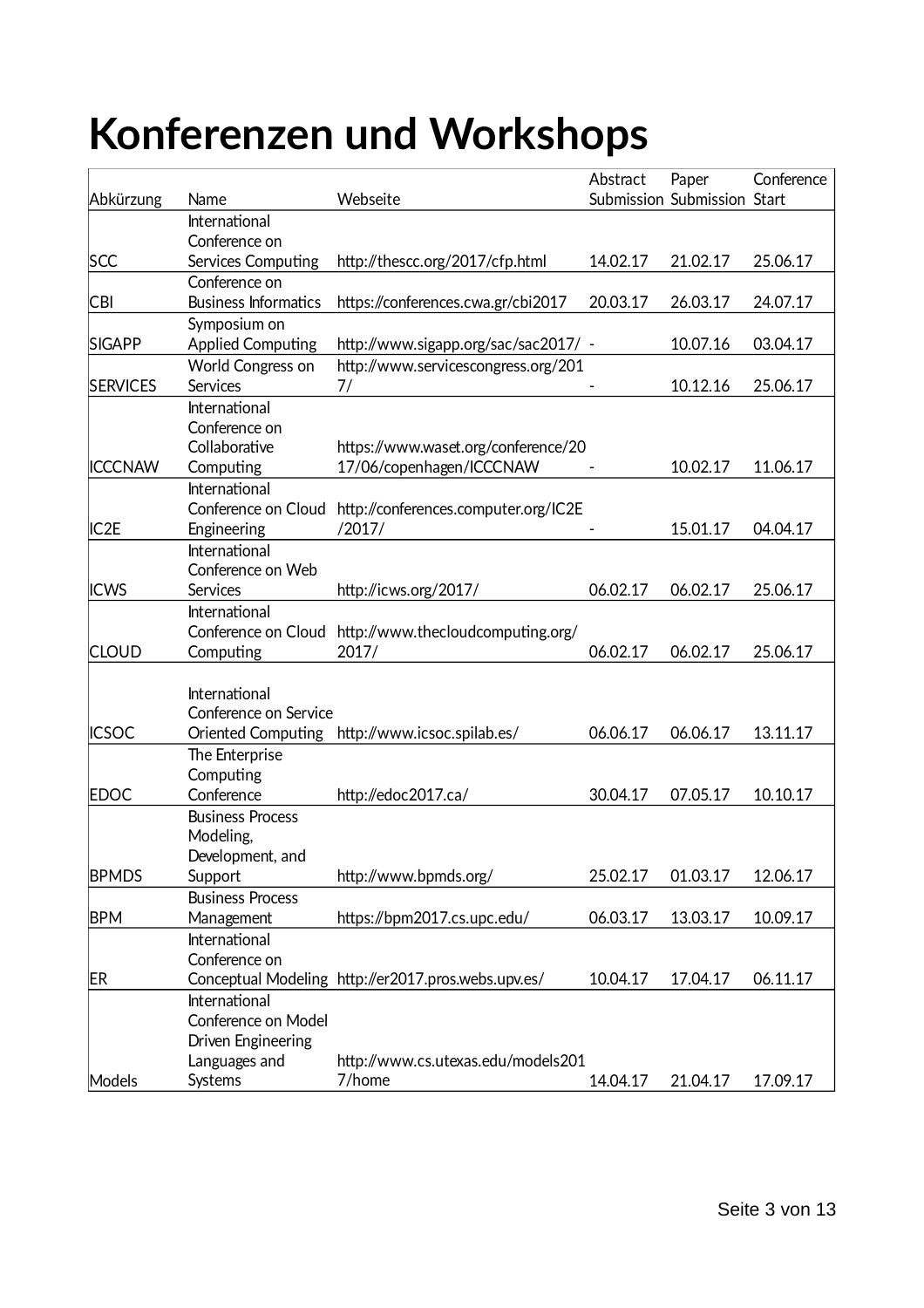# Konferenzen und Workshops

| Abkürzung | Name | Webseite | Abstract Submission | Paper Submission | Conference Start |
|---|---|---|---|---|---|
| SCC | International Conference on Services Computing | http://thescc.org/2017/cfp.html | 14.02.17 | 21.02.17 | 25.06.17 |
| CBI | Conference on Business Informatics | https://conferences.cwa.gr/cbi2017 | 20.03.17 | 26.03.17 | 24.07.17 |
| SIGAPP | Symposium on Applied Computing | http://www.sigapp.org/sac/sac2017/ | - | 10.07.16 | 03.04.17 |
| SERVICES | World Congress on Services | http://www.servicescongress.org/2017/ | - | 10.12.16 | 25.06.17 |
| ICCCNAW | International Conference on Collaborative Computing | https://www.waset.org/conference/2017/06/copenhagen/ICCCNAW | - | 10.02.17 | 11.06.17 |
| IC2E | International Conference on Cloud Engineering | http://conferences.computer.org/IC2E/2017/ | - | 15.01.17 | 04.04.17 |
| ICWS | International Conference on Web Services | http://icws.org/2017/ | 06.02.17 | 06.02.17 | 25.06.17 |
| CLOUD | International Conference on Cloud Computing | http://www.thecloudcomputing.org/2017/ | 06.02.17 | 06.02.17 | 25.06.17 |
| ICSOC | International Conference on Service Oriented Computing | http://www.icsoc.spilab.es/ | 06.06.17 | 06.06.17 | 13.11.17 |
| EDOC | The Enterprise Computing Conference | http://edoc2017.ca/ | 30.04.17 | 07.05.17 | 10.10.17 |
| BPMDS | Business Process Modeling, Development, and Support | http://www.bpmds.org/ | 25.02.17 | 01.03.17 | 12.06.17 |
| BPM | Business Process Management | https://bpm2017.cs.upc.edu/ | 06.03.17 | 13.03.17 | 10.09.17 |
| ER | International Conference on Conceptual Modeling | http://er2017.pros.webs.upv.es/ | 10.04.17 | 17.04.17 | 06.11.17 |
| Models | International Conference on Model Driven Engineering Languages and Systems | http://www.cs.utexas.edu/models2017/home | 14.04.17 | 21.04.17 | 17.09.17 |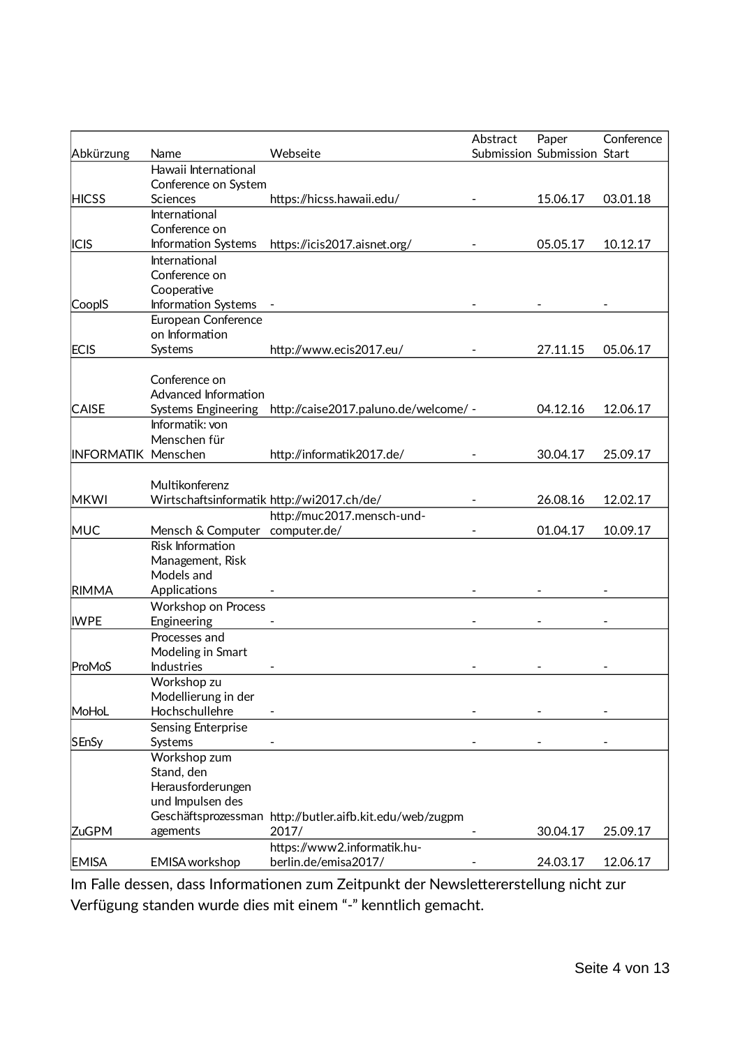| Abkürzung | Name | Webseite | Abstract Submission | Paper Submission | Conference Start |
|---|---|---|---|---|---|
| HICSS | Hawaii International Conference on System Sciences | https://hicss.hawaii.edu/ | - | 15.06.17 | 03.01.18 |
| ICIS | International Conference on Information Systems | https://icis2017.aisnet.org/ | - | 05.05.17 | 10.12.17 |
| CoopIS | International Conference on Cooperative Information Systems | - | - | - | - |
| ECIS | European Conference on Information Systems | http://www.ecis2017.eu/ | - | 27.11.15 | 05.06.17 |
| CAISE | Conference on Advanced Information Systems Engineering | http://caise2017.paluno.de/welcome/ | - | 04.12.16 | 12.06.17 |
| INFORMATIK | Informatik: von Menschen für Menschen | http://informatik2017.de/ | - | 30.04.17 | 25.09.17 |
| MKWI | Multikonferenz Wirtschaftsinformatik | http://wi2017.ch/de/ | - | 26.08.16 | 12.02.17 |
| MUC | Mensch & Computer | http://muc2017.mensch-und-computer.de/ | - | 01.04.17 | 10.09.17 |
| RIMMA | Risk Information Management, Risk Models and Applications | - | - | - | - |
| IWPE | Workshop on Process Engineering | - | - | - | - |
| ProMoS | Processes and Modeling in Smart Industries | - | - | - | - |
| MoHoL | Workshop zu Modellierung in der Hochschullehre | - | - | - | - |
| SEnSy | Sensing Enterprise Systems | - | - | - | - |
| ZuGPM | Workshop zum Stand, den Herausforderungen und Impulsen des Geschäftsprozessmanagements | http://butler.aifb.kit.edu/web/zugpm2017/ | - | 30.04.17 | 25.09.17 |
| EMISA | EMISA workshop | https://www2.informatik.hu-berlin.de/emisa2017/ | - | 24.03.17 | 12.06.17 |

Im Falle dessen, dass Informationen zum Zeitpunkt der Newslettererstellung nicht zur Verfügung standen wurde dies mit einem “-” kenntlich gemacht.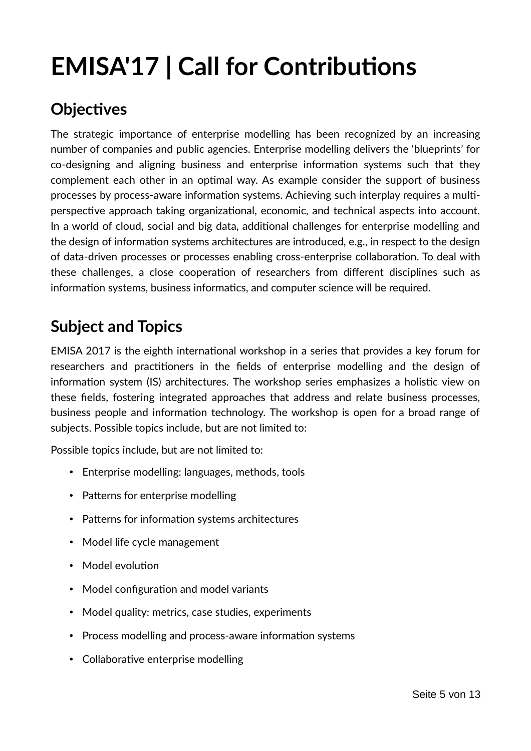# EMISA'17 | Call for Contributions

## Objectives

The strategic importance of enterprise modelling has been recognized by an increasing number of companies and public agencies. Enterprise modelling delivers the 'blueprints' for co-designing and aligning business and enterprise information systems such that they complement each other in an optimal way. As example consider the support of business processes by process-aware information systems. Achieving such interplay requires a multi-perspective approach taking organizational, economic, and technical aspects into account. In a world of cloud, social and big data, additional challenges for enterprise modelling and the design of information systems architectures are introduced, e.g., in respect to the design of data-driven processes or processes enabling cross-enterprise collaboration. To deal with these challenges, a close cooperation of researchers from different disciplines such as information systems, business informatics, and computer science will be required.

## Subject and Topics

EMISA 2017 is the eighth international workshop in a series that provides a key forum for researchers and practitioners in the fields of enterprise modelling and the design of information system (IS) architectures. The workshop series emphasizes a holistic view on these fields, fostering integrated approaches that address and relate business processes, business people and information technology. The workshop is open for a broad range of subjects. Possible topics include, but are not limited to:

Possible topics include, but are not limited to:

- Enterprise modelling: languages, methods, tools
- Patterns for enterprise modelling
- Patterns for information systems architectures
- Model life cycle management
- Model evolution
- Model configuration and model variants
- Model quality: metrics, case studies, experiments
- Process modelling and process-aware information systems
- Collaborative enterprise modelling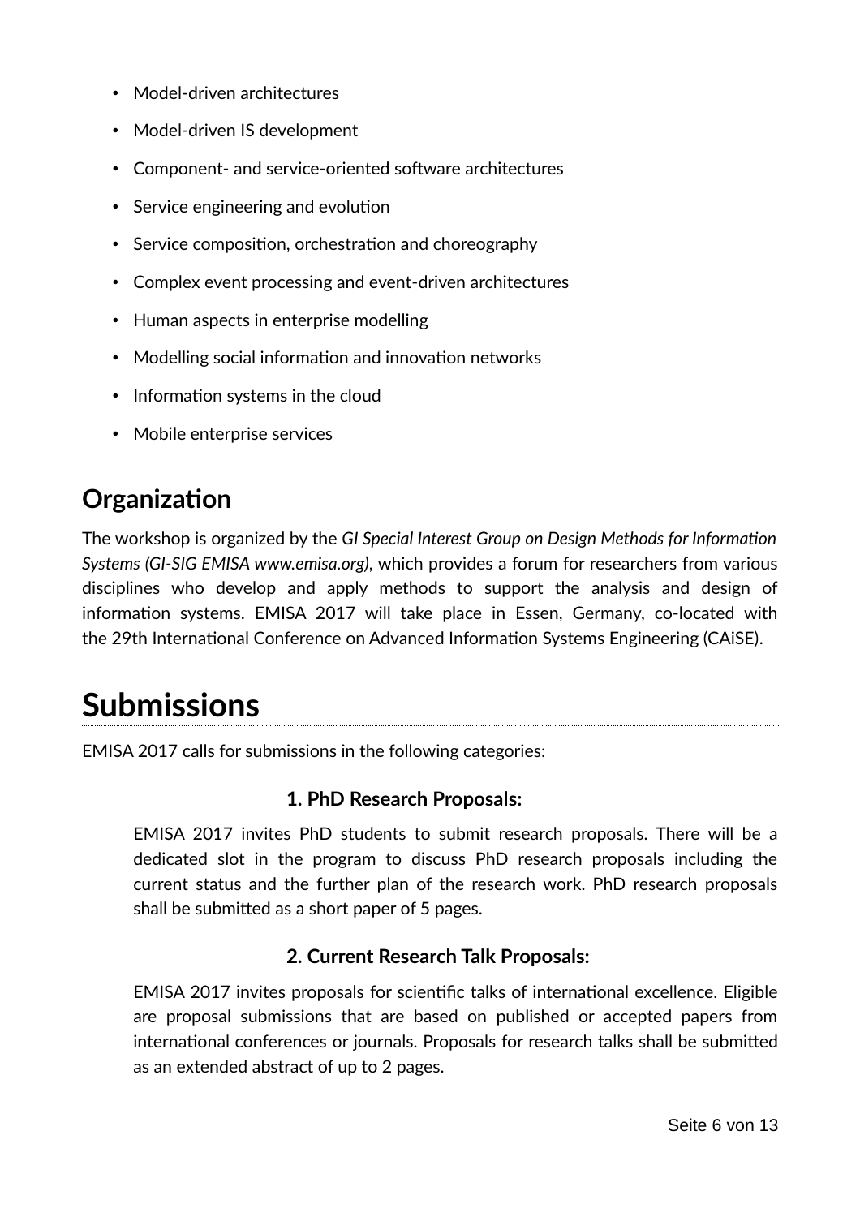- Model-driven architectures
- Model-driven IS development
- Component- and service-oriented software architectures
- Service engineering and evolution
- Service composition, orchestration and choreography
- Complex event processing and event-driven architectures
- Human aspects in enterprise modelling
- Modelling social information and innovation networks
- Information systems in the cloud
- Mobile enterprise services

## Organization

The workshop is organized by the *GI Special Interest Group on Design Methods for Information Systems (GI-SIG EMISA www.emisa.org)*, which provides a forum for researchers from various disciplines who develop and apply methods to support the analysis and design of information systems. EMISA 2017 will take place in Essen, Germany, co-located with the 29th International Conference on Advanced Information Systems Engineering (CAiSE).

# Submissions

EMISA 2017 calls for submissions in the following categories:

### 1. PhD Research Proposals:

EMISA 2017 invites PhD students to submit research proposals. There will be a dedicated slot in the program to discuss PhD research proposals including the current status and the further plan of the research work. PhD research proposals shall be submitted as a short paper of 5 pages.

### 2. Current Research Talk Proposals:

EMISA 2017 invites proposals for scientific talks of international excellence. Eligible are proposal submissions that are based on published or accepted papers from international conferences or journals. Proposals for research talks shall be submitted as an extended abstract of up to 2 pages.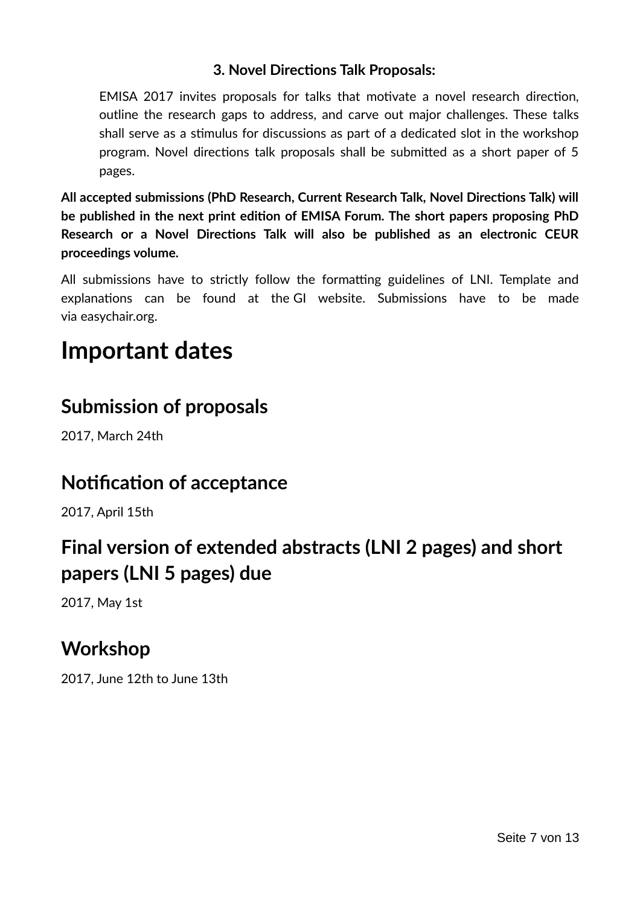**3. Novel Directions Talk Proposals:**

> EMISA 2017 invites proposals for talks that motivate a novel research direction, outline the research gaps to address, and carve out major challenges. These talks shall serve as a stimulus for discussions as part of a dedicated slot in the workshop program. Novel directions talk proposals shall be submitted as a short paper of 5 pages.

**All accepted submissions (PhD Research, Current Research Talk, Novel Directions Talk) will be published in the next print edition of EMISA Forum. The short papers proposing PhD Research or a Novel Directions Talk will also be published as an electronic CEUR proceedings volume.**

All submissions have to strictly follow the formatting guidelines of LNI. Template and explanations can be found at the GI website. Submissions have to be made via easychair.org.

# Important dates

## Submission of proposals

2017, March 24th

## Notification of acceptance

2017, April 15th

## Final version of extended abstracts (LNI 2 pages) and short papers (LNI 5 pages) due

2017, May 1st

## Workshop

2017, June 12th to June 13th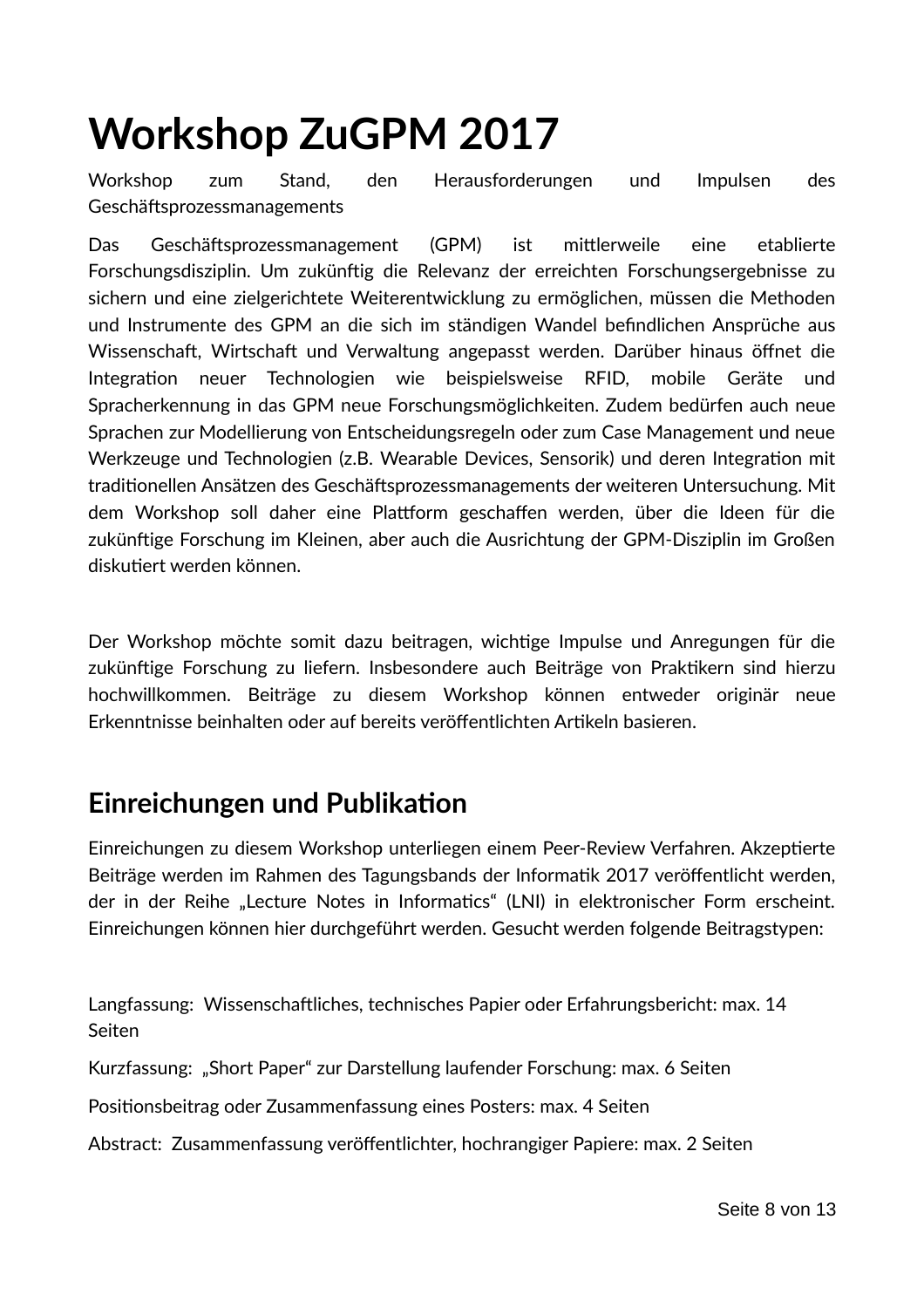# Workshop ZuGPM 2017

Workshop zum Stand, den Herausforderungen und Impulsen des Geschäftsprozessmanagements

Das Geschäftsprozessmanagement (GPM) ist mittlerweile eine etablierte Forschungsdisziplin. Um zukünftig die Relevanz der erreichten Forschungsergebnisse zu sichern und eine zielgerichtete Weiterentwicklung zu ermöglichen, müssen die Methoden und Instrumente des GPM an die sich im ständigen Wandel befindlichen Ansprüche aus Wissenschaft, Wirtschaft und Verwaltung angepasst werden. Darüber hinaus öffnet die Integration neuer Technologien wie beispielsweise RFID, mobile Geräte und Spracherkennung in das GPM neue Forschungsmöglichkeiten. Zudem bedürfen auch neue Sprachen zur Modellierung von Entscheidungsregeln oder zum Case Management und neue Werkzeuge und Technologien (z.B. Wearable Devices, Sensorik) und deren Integration mit traditionellen Ansätzen des Geschäftsprozessmanagements der weiteren Untersuchung. Mit dem Workshop soll daher eine Plattform geschaffen werden, über die Ideen für die zukünftige Forschung im Kleinen, aber auch die Ausrichtung der GPM-Disziplin im Großen diskutiert werden können.

Der Workshop möchte somit dazu beitragen, wichtige Impulse und Anregungen für die zukünftige Forschung zu liefern. Insbesondere auch Beiträge von Praktikern sind hierzu hochwillkommen. Beiträge zu diesem Workshop können entweder originär neue Erkenntnisse beinhalten oder auf bereits veröffentlichten Artikeln basieren.

## Einreichungen und Publikation

Einreichungen zu diesem Workshop unterliegen einem Peer-Review Verfahren. Akzeptierte Beiträge werden im Rahmen des Tagungsbands der Informatik 2017 veröffentlicht werden, der in der Reihe „Lecture Notes in Informatics“ (LNI) in elektronischer Form erscheint. Einreichungen können hier durchgeführt werden. Gesucht werden folgende Beitragstypen:

Langfassung: Wissenschaftliches, technisches Papier oder Erfahrungsbericht: max. 14 Seiten

Kurzfassung: „Short Paper“ zur Darstellung laufender Forschung: max. 6 Seiten

Positionsbeitrag oder Zusammenfassung eines Posters: max. 4 Seiten

Abstract: Zusammenfassung veröffentlichter, hochrangiger Papiere: max. 2 Seiten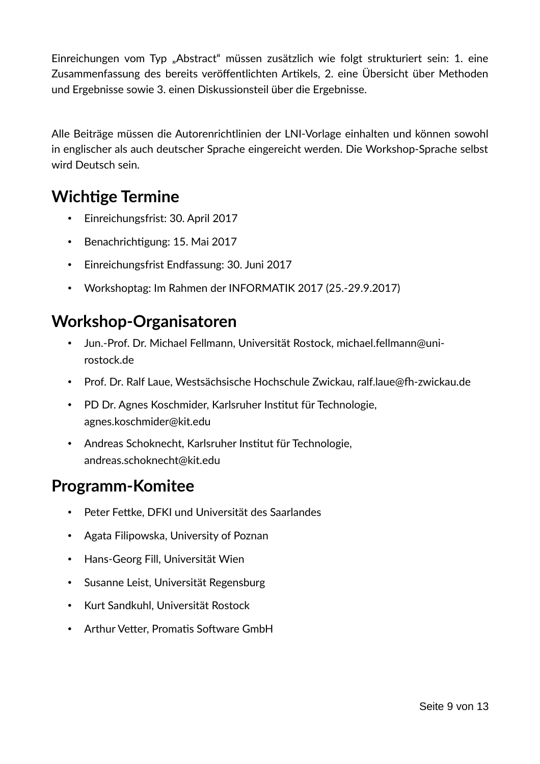Einreichungen vom Typ „Abstract“ müssen zusätzlich wie folgt strukturiert sein: 1. eine Zusammenfassung des bereits veröffentlichten Artikels, 2. eine Übersicht über Methoden und Ergebnisse sowie 3. einen Diskussionsteil über die Ergebnisse.

Alle Beiträge müssen die Autorenrichtlinien der LNI-Vorlage einhalten und können sowohl in englischer als auch deutscher Sprache eingereicht werden. Die Workshop-Sprache selbst wird Deutsch sein.

## Wichtige Termine

- Einreichungsfrist: 30. April 2017
- Benachrichtigung: 15. Mai 2017
- Einreichungsfrist Endfassung: 30. Juni 2017
- Workshoptag: Im Rahmen der INFORMATIK 2017 (25.-29.9.2017)

## Workshop-Organisatoren

- Jun.-Prof. Dr. Michael Fellmann, Universität Rostock, michael.fellmann@uni-rostock.de
- Prof. Dr. Ralf Laue, Westsächsische Hochschule Zwickau, ralf.laue@fh-zwickau.de
- PD Dr. Agnes Koschmider, Karlsruher Institut für Technologie, agnes.koschmider@kit.edu
- Andreas Schoknecht, Karlsruher Institut für Technologie, andreas.schoknecht@kit.edu

## Programm-Komitee

- Peter Fettke, DFKI und Universität des Saarlandes
- Agata Filipowska, University of Poznan
- Hans-Georg Fill, Universität Wien
- Susanne Leist, Universität Regensburg
- Kurt Sandkuhl, Universität Rostock
- Arthur Vetter, Promatis Software GmbH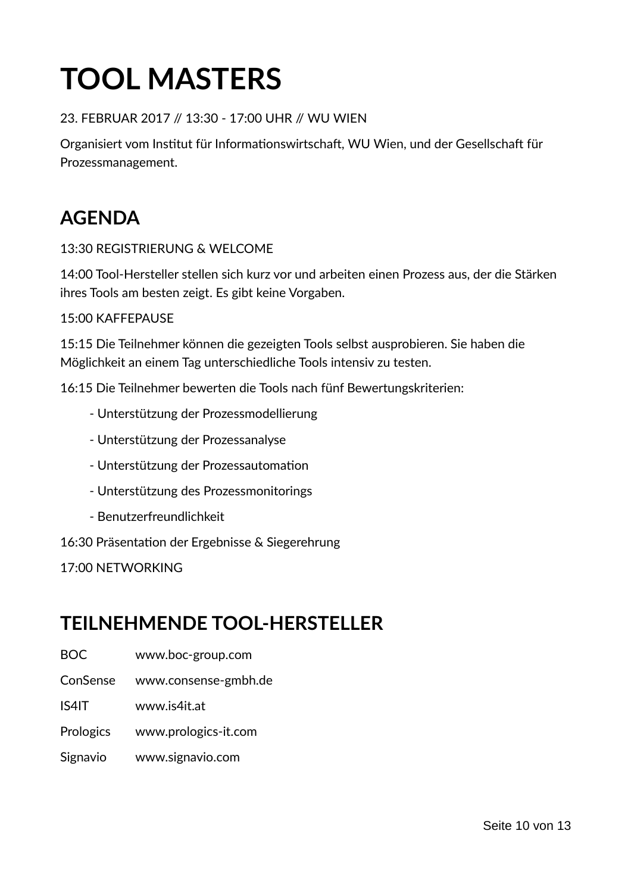# TOOL MASTERS

23. FEBRUAR 2017 // 13:30 - 17:00 UHR // WU WIEN

Organisiert vom Institut für Informationswirtschaft, WU Wien, und der Gesellschaft für Prozessmanagement.

## AGENDA

13:30 REGISTRIERUNG & WELCOME

14:00 Tool-Hersteller stellen sich kurz vor und arbeiten einen Prozess aus, der die Stärken ihres Tools am besten zeigt. Es gibt keine Vorgaben.

15:00 KAFFEPAUSE

15:15 Die Teilnehmer können die gezeigten Tools selbst ausprobieren. Sie haben die Möglichkeit an einem Tag unterschiedliche Tools intensiv zu testen.

16:15 Die Teilnehmer bewerten die Tools nach fünf Bewertungskriterien:

- Unterstützung der Prozessmodellierung
- Unterstützung der Prozessanalyse
- Unterstützung der Prozessautomation
- Unterstützung des Prozessmonitorings
- Benutzerfreundlichkeit

16:30 Präsentation der Ergebnisse & Siegerehrung

17:00 NETWORKING

## TEILNEHMENDE TOOL-HERSTELLER

| | |
|---|---|
| BOC | www.boc-group.com |
| ConSense | www.consense-gmbh.de |
| IS4IT | www.is4it.at |
| Prologics | www.prologics-it.com |
| Signavio | www.signavio.com |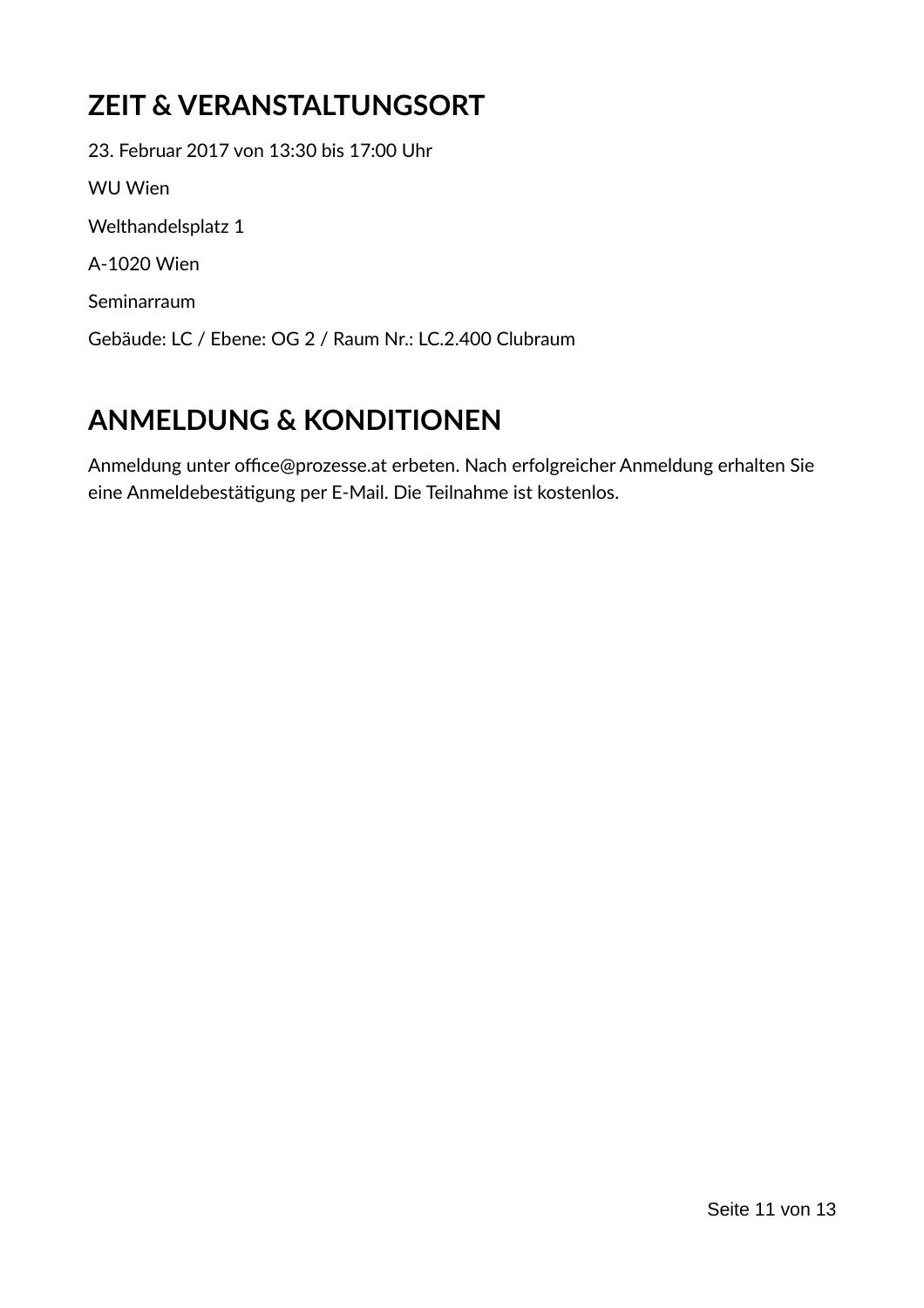## ZEIT & VERANSTALTUNGSORT

23. Februar 2017 von 13:30 bis 17:00 Uhr

WU Wien

Welthandelsplatz 1

A-1020 Wien

Seminarraum

Gebäude: LC / Ebene: OG 2 / Raum Nr.: LC.2.400 Clubraum

## ANMELDUNG & KONDITIONEN

Anmeldung unter office@prozesse.at erbeten. Nach erfolgreicher Anmeldung erhalten Sie eine Anmeldebestätigung per E-Mail. Die Teilnahme ist kostenlos.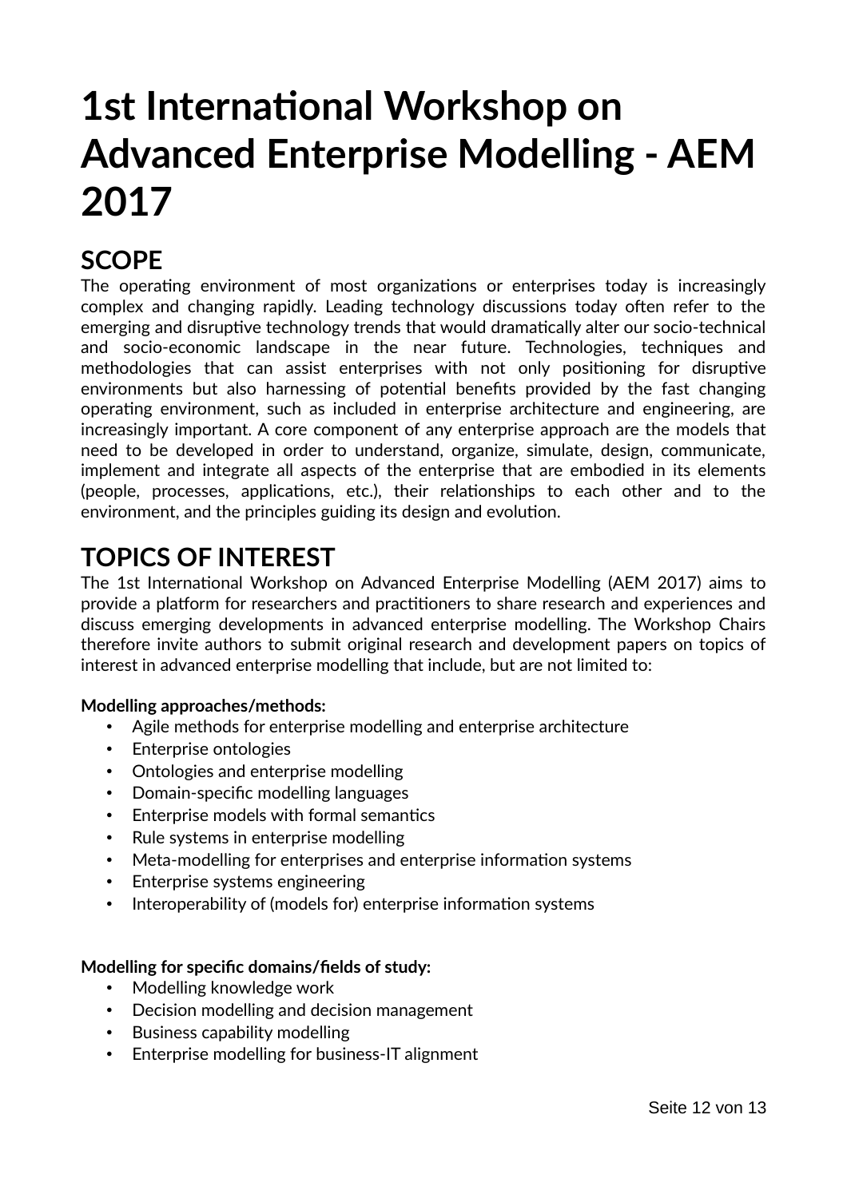# 1st International Workshop on Advanced Enterprise Modelling - AEM 2017

## SCOPE

The operating environment of most organizations or enterprises today is increasingly complex and changing rapidly. Leading technology discussions today often refer to the emerging and disruptive technology trends that would dramatically alter our socio-technical and socio-economic landscape in the near future. Technologies, techniques and methodologies that can assist enterprises with not only positioning for disruptive environments but also harnessing of potential benefits provided by the fast changing operating environment, such as included in enterprise architecture and engineering, are increasingly important. A core component of any enterprise approach are the models that need to be developed in order to understand, organize, simulate, design, communicate, implement and integrate all aspects of the enterprise that are embodied in its elements (people, processes, applications, etc.), their relationships to each other and to the environment, and the principles guiding its design and evolution.

## TOPICS OF INTEREST

The 1st International Workshop on Advanced Enterprise Modelling (AEM 2017) aims to provide a platform for researchers and practitioners to share research and experiences and discuss emerging developments in advanced enterprise modelling. The Workshop Chairs therefore invite authors to submit original research and development papers on topics of interest in advanced enterprise modelling that include, but are not limited to:

**Modelling approaches/methods:**

- Agile methods for enterprise modelling and enterprise architecture
- Enterprise ontologies
- Ontologies and enterprise modelling
- Domain-specific modelling languages
- Enterprise models with formal semantics
- Rule systems in enterprise modelling
- Meta-modelling for enterprises and enterprise information systems
- Enterprise systems engineering
- Interoperability of (models for) enterprise information systems

**Modelling for specific domains/fields of study:**

- Modelling knowledge work
- Decision modelling and decision management
- Business capability modelling
- Enterprise modelling for business-IT alignment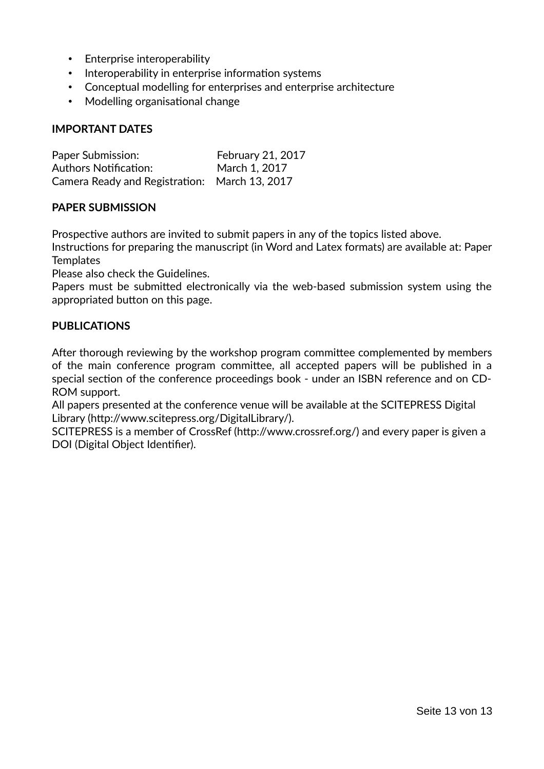- Enterprise interoperability
- Interoperability in enterprise information systems
- Conceptual modelling for enterprises and enterprise architecture
- Modelling organisational change

**IMPORTANT DATES**

| | |
|---|---|
| Paper Submission: | February 21, 2017 |
| Authors Notification: | March 1, 2017 |
| Camera Ready and Registration: | March 13, 2017 |

**PAPER SUBMISSION**

Prospective authors are invited to submit papers in any of the topics listed above.
Instructions for preparing the manuscript (in Word and Latex formats) are available at: Paper Templates
Please also check the Guidelines.
Papers must be submitted electronically via the web-based submission system using the appropriated button on this page.

**PUBLICATIONS**

After thorough reviewing by the workshop program committee complemented by members of the main conference program committee, all accepted papers will be published in a special section of the conference proceedings book - under an ISBN reference and on CD-ROM support.
All papers presented at the conference venue will be available at the SCITEPRESS Digital Library (http://www.scitepress.org/DigitalLibrary/).
SCITEPRESS is a member of CrossRef (http://www.crossref.org/) and every paper is given a DOI (Digital Object Identifier).